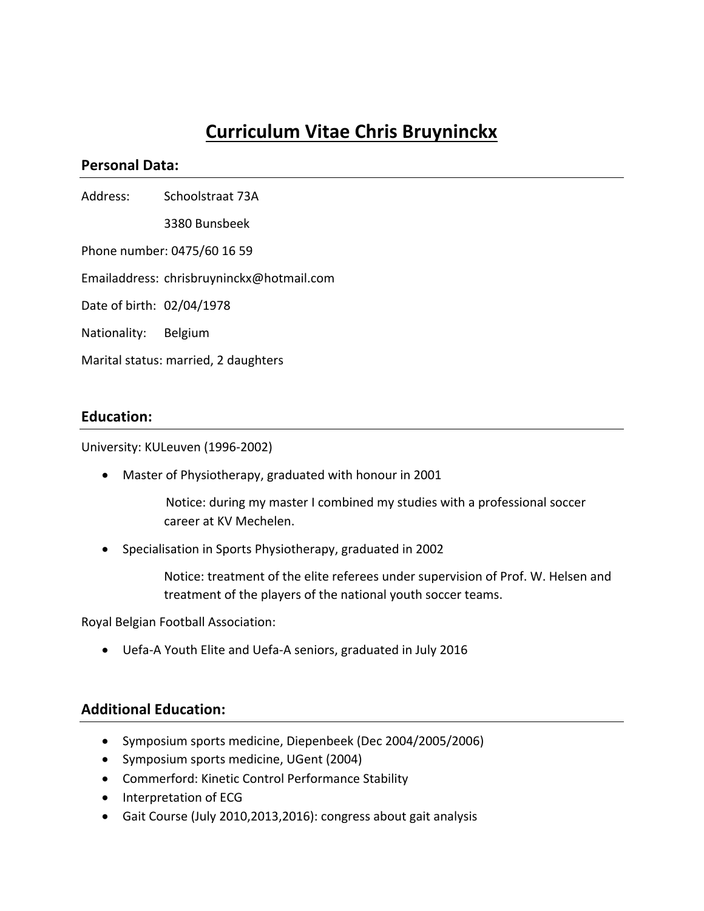# Curriculum Vitae Chris Bruyninckx

## Personal Data:

Address: Schoolstraat 73A

3380 Bunsbeek

Phone number: 0475/60 16 59

Emailaddress: chrisbruyninckx@hotmail.com

Date of birth: 02/04/1978

Nationality: Belgium

Marital status: married, 2 daughters

## Education:

University: KULeuven (1996-2002)

- Master of Physiotherapy, graduated with honour in 2001

  Notice: during my master I combined my studies with a professional soccer career at KV Mechelen.

- Specialisation in Sports Physiotherapy, graduated in 2002

  Notice: treatment of the elite referees under supervision of Prof. W. Helsen and treatment of the players of the national youth soccer teams.

Royal Belgian Football Association:

- Uefa-A Youth Elite and Uefa-A seniors, graduated in July 2016

## Additional Education:

- Symposium sports medicine, Diepenbeek (Dec 2004/2005/2006)
- Symposium sports medicine, UGent (2004)
- Commerford: Kinetic Control Performance Stability
- Interpretation of ECG
- Gait Course (July 2010,2013,2016): congress about gait analysis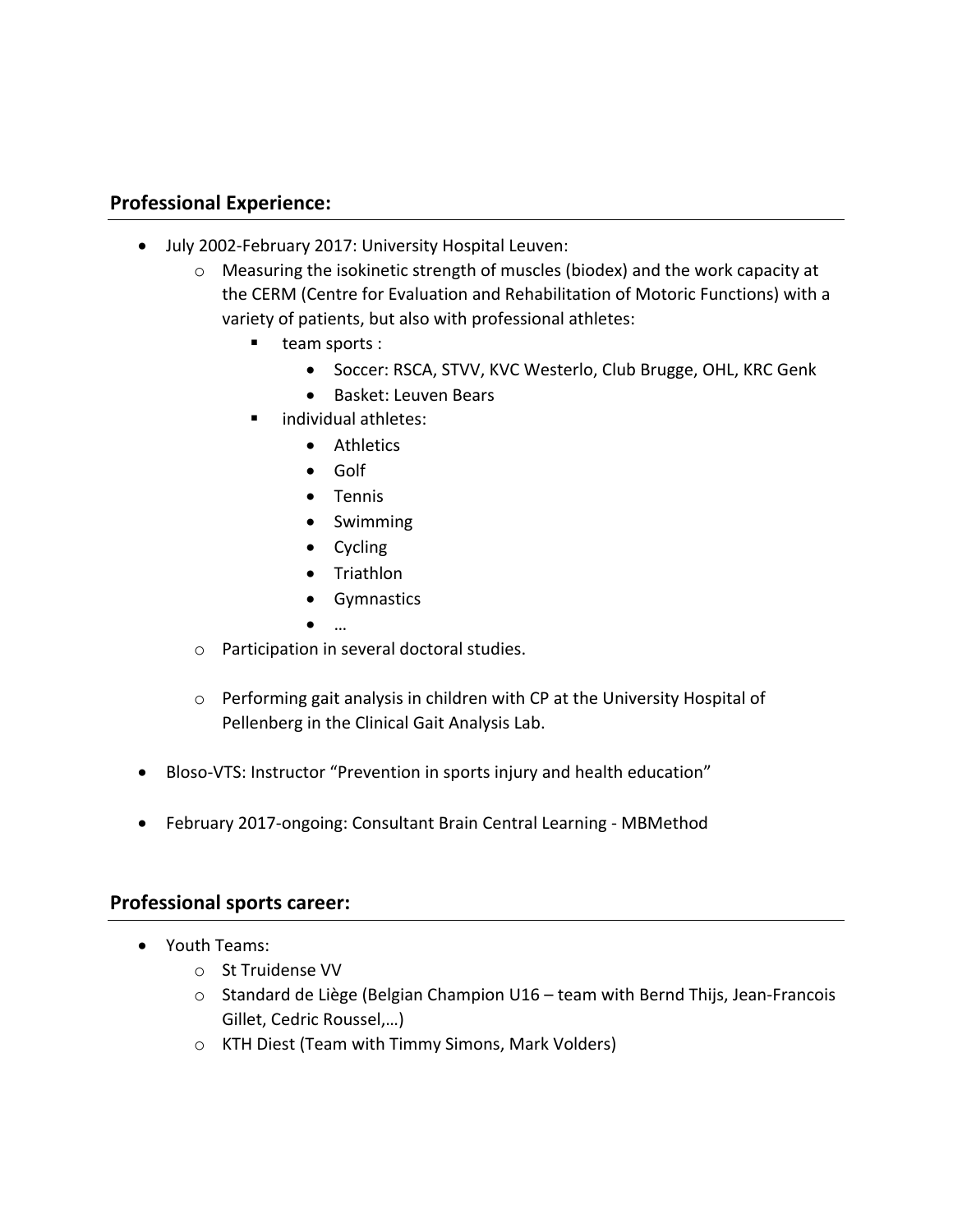## Professional Experience:

- July 2002-February 2017: University Hospital Leuven:
  - Measuring the isokinetic strength of muscles (biodex) and the work capacity at the CERM (Centre for Evaluation and Rehabilitation of Motoric Functions) with a variety of patients, but also with professional athletes:
    - team sports :
      - Soccer: RSCA, STVV, KVC Westerlo, Club Brugge, OHL, KRC Genk
      - Basket: Leuven Bears
    - individual athletes:
      - Athletics
      - Golf
      - Tennis
      - Swimming
      - Cycling
      - Triathlon
      - Gymnastics
      - …
  - Participation in several doctoral studies.
  - Performing gait analysis in children with CP at the University Hospital of Pellenberg in the Clinical Gait Analysis Lab.
- Bloso-VTS: Instructor “Prevention in sports injury and health education”
- February 2017-ongoing: Consultant Brain Central Learning - MBMethod

## Professional sports career:

- Youth Teams:
  - St Truidense VV
  - Standard de Liège (Belgian Champion U16 – team with Bernd Thijs, Jean-Francois Gillet, Cedric Roussel,…)
  - KTH Diest (Team with Timmy Simons, Mark Volders)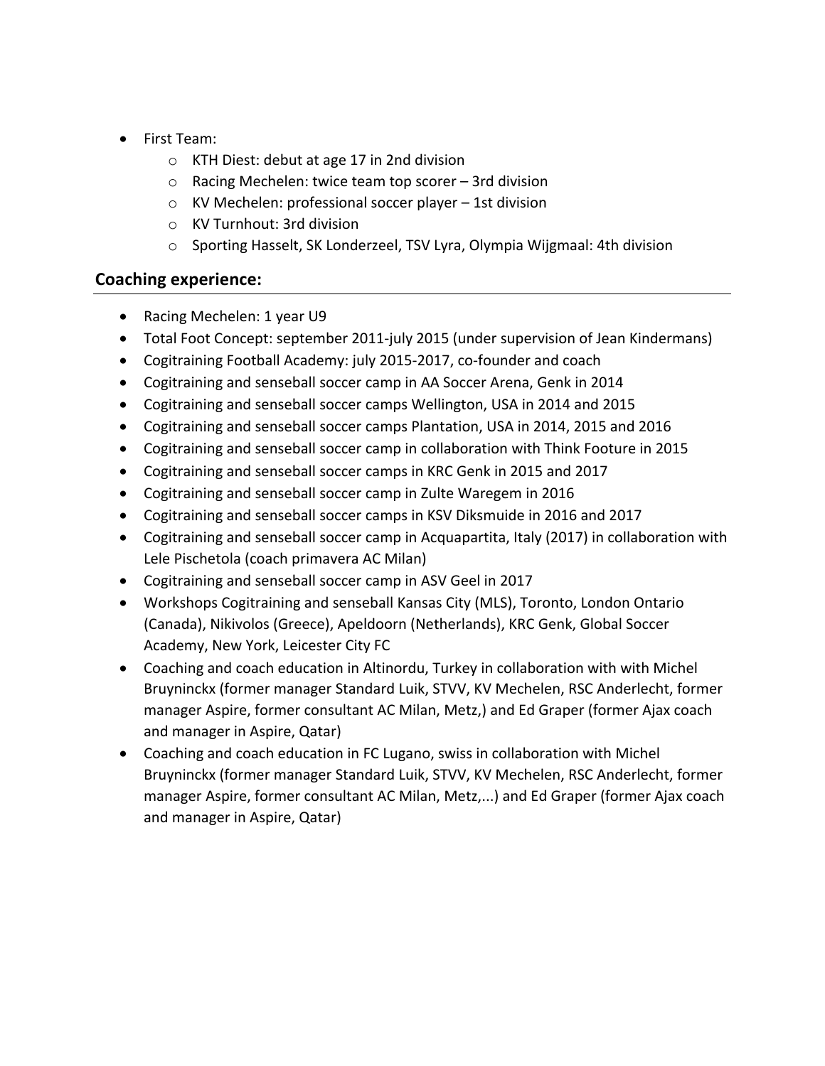- First Team:
  - KTH Diest: debut at age 17 in 2nd division
  - Racing Mechelen: twice team top scorer – 3rd division
  - KV Mechelen: professional soccer player – 1st division
  - KV Turnhout: 3rd division
  - Sporting Hasselt, SK Londerzeel, TSV Lyra, Olympia Wijgmaal: 4th division

## Coaching experience:

- Racing Mechelen: 1 year U9
- Total Foot Concept: september 2011-july 2015 (under supervision of Jean Kindermans)
- Cogitraining Football Academy: july 2015-2017, co-founder and coach
- Cogitraining and senseball soccer camp in AA Soccer Arena, Genk in 2014
- Cogitraining and senseball soccer camps Wellington, USA in 2014 and 2015
- Cogitraining and senseball soccer camps Plantation, USA in 2014, 2015 and 2016
- Cogitraining and senseball soccer camp in collaboration with Think Footure in 2015
- Cogitraining and senseball soccer camps in KRC Genk in 2015 and 2017
- Cogitraining and senseball soccer camp in Zulte Waregem in 2016
- Cogitraining and senseball soccer camps in KSV Diksmuide in 2016 and 2017
- Cogitraining and senseball soccer camp in Acquapartita, Italy (2017) in collaboration with Lele Pischetola (coach primavera AC Milan)
- Cogitraining and senseball soccer camp in ASV Geel in 2017
- Workshops Cogitraining and senseball Kansas City (MLS), Toronto, London Ontario (Canada), Nikivolos (Greece), Apeldoorn (Netherlands), KRC Genk, Global Soccer Academy, New York, Leicester City FC
- Coaching and coach education in Altinordu, Turkey in collaboration with with Michel Bruyninckx (former manager Standard Luik, STVV, KV Mechelen, RSC Anderlecht, former manager Aspire, former consultant AC Milan, Metz,) and Ed Graper (former Ajax coach and manager in Aspire, Qatar)
- Coaching and coach education in FC Lugano, swiss in collaboration with Michel Bruyninckx (former manager Standard Luik, STVV, KV Mechelen, RSC Anderlecht, former manager Aspire, former consultant AC Milan, Metz,...) and Ed Graper (former Ajax coach and manager in Aspire, Qatar)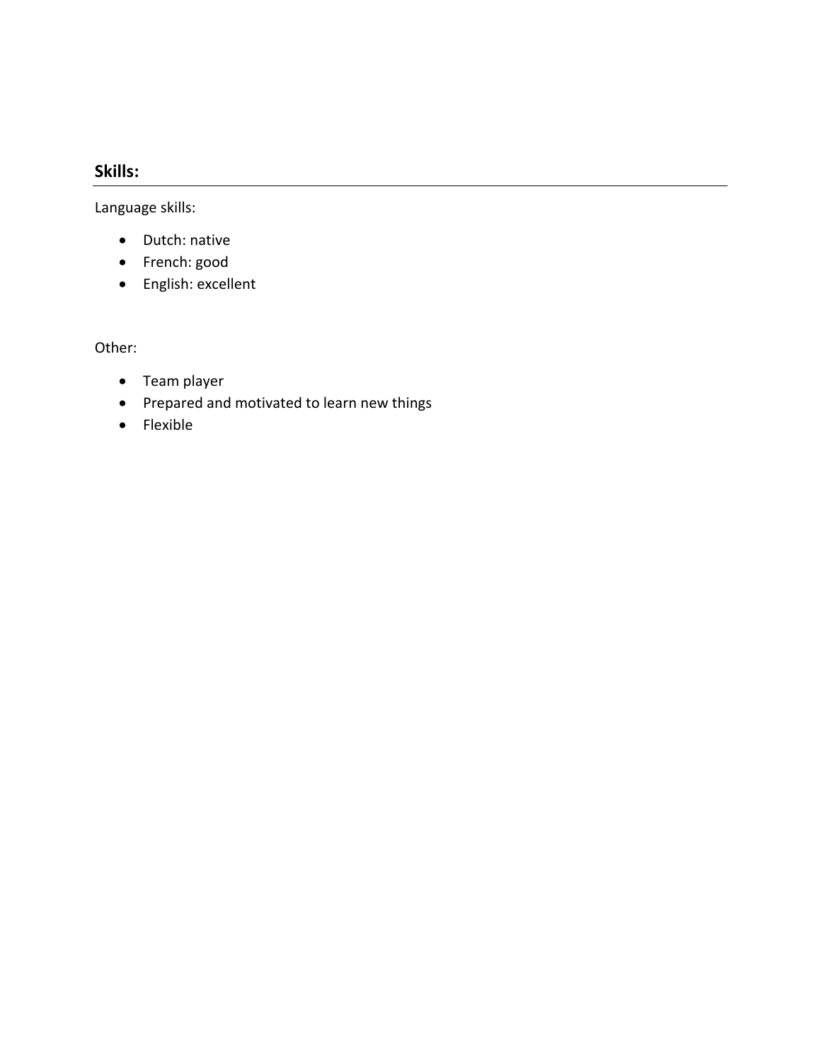## Skills:

Language skills:

- Dutch: native
- French: good
- English: excellent

Other:

- Team player
- Prepared and motivated to learn new things
- Flexible